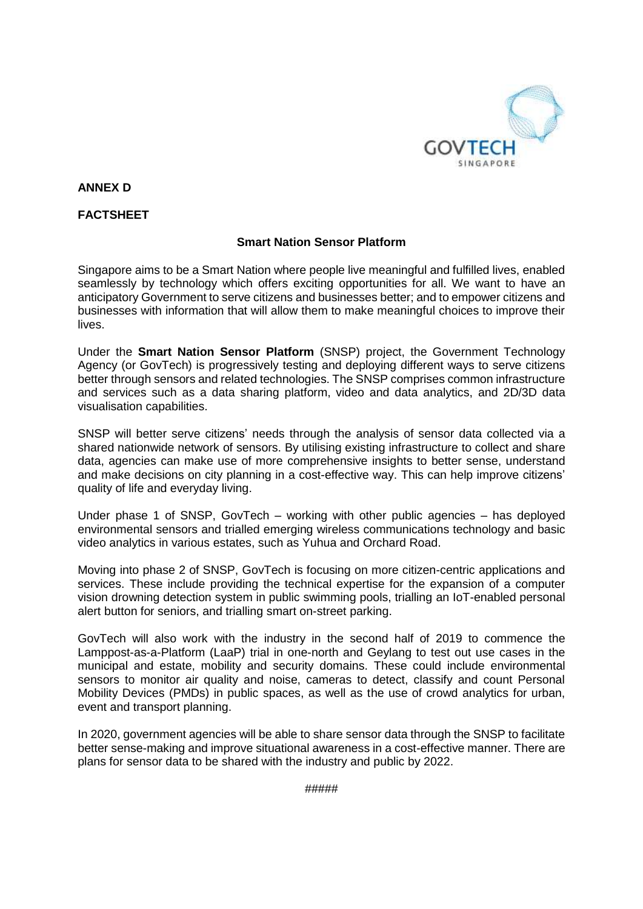**ANNEX D**

**FACTSHEET**

**Smart Nation Sensor Platform**

Singapore aims to be a Smart Nation where people live meaningful and fulfilled lives, enabled seamlessly by technology which offers exciting opportunities for all. We want to have an anticipatory Government to serve citizens and businesses better; and to empower citizens and businesses with information that will allow them to make meaningful choices to improve their lives.

Under the **Smart Nation Sensor Platform** (SNSP) project, the Government Technology Agency (or GovTech) is progressively testing and deploying different ways to serve citizens better through sensors and related technologies. The SNSP comprises common infrastructure and services such as a data sharing platform, video and data analytics, and 2D/3D data visualisation capabilities.

SNSP will better serve citizens' needs through the analysis of sensor data collected via a shared nationwide network of sensors. By utilising existing infrastructure to collect and share data, agencies can make use of more comprehensive insights to better sense, understand and make decisions on city planning in a cost-effective way. This can help improve citizens' quality of life and everyday living.

Under phase 1 of SNSP, GovTech – working with other public agencies – has deployed environmental sensors and trialled emerging wireless communications technology and basic video analytics in various estates, such as Yuhua and Orchard Road.

Moving into phase 2 of SNSP, GovTech is focusing on more citizen-centric applications and services. These include providing the technical expertise for the expansion of a computer vision drowning detection system in public swimming pools, trialling an IoT-enabled personal alert button for seniors, and trialling smart on-street parking.

GovTech will also work with the industry in the second half of 2019 to commence the Lamppost-as-a-Platform (LaaP) trial in one-north and Geylang to test out use cases in the municipal and estate, mobility and security domains. These could include environmental sensors to monitor air quality and noise, cameras to detect, classify and count Personal Mobility Devices (PMDs) in public spaces, as well as the use of crowd analytics for urban, event and transport planning.

In 2020, government agencies will be able to share sensor data through the SNSP to facilitate better sense-making and improve situational awareness in a cost-effective manner. There are plans for sensor data to be shared with the industry and public by 2022.

#####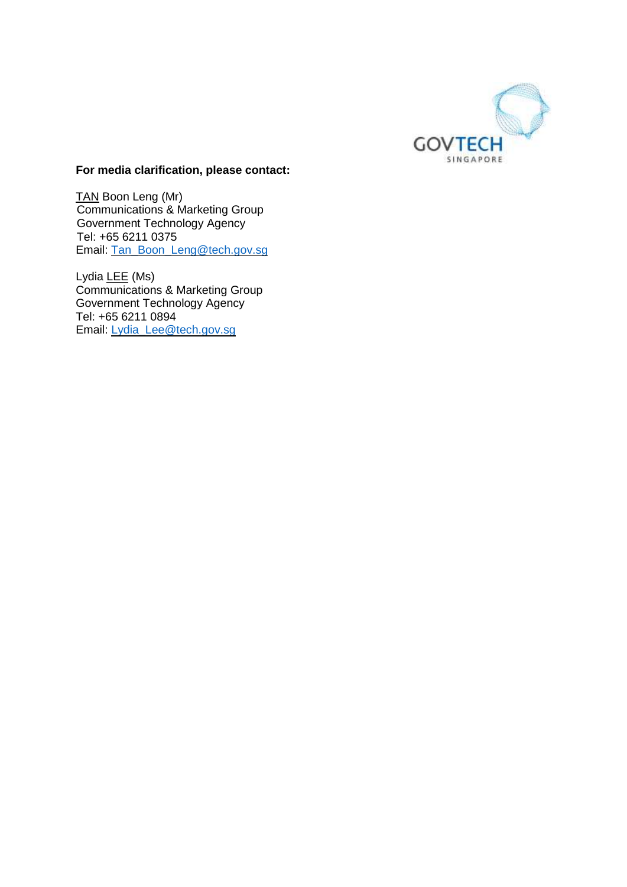**For media clarification, please contact:**

TAN Boon Leng (Mr)
Communications & Marketing Group
Government Technology Agency
Tel: +65 6211 0375
Email: Tan_Boon_Leng@tech.gov.sg

Lydia LEE (Ms)
Communications & Marketing Group
Government Technology Agency
Tel: +65 6211 0894
Email: Lydia_Lee@tech.gov.sg